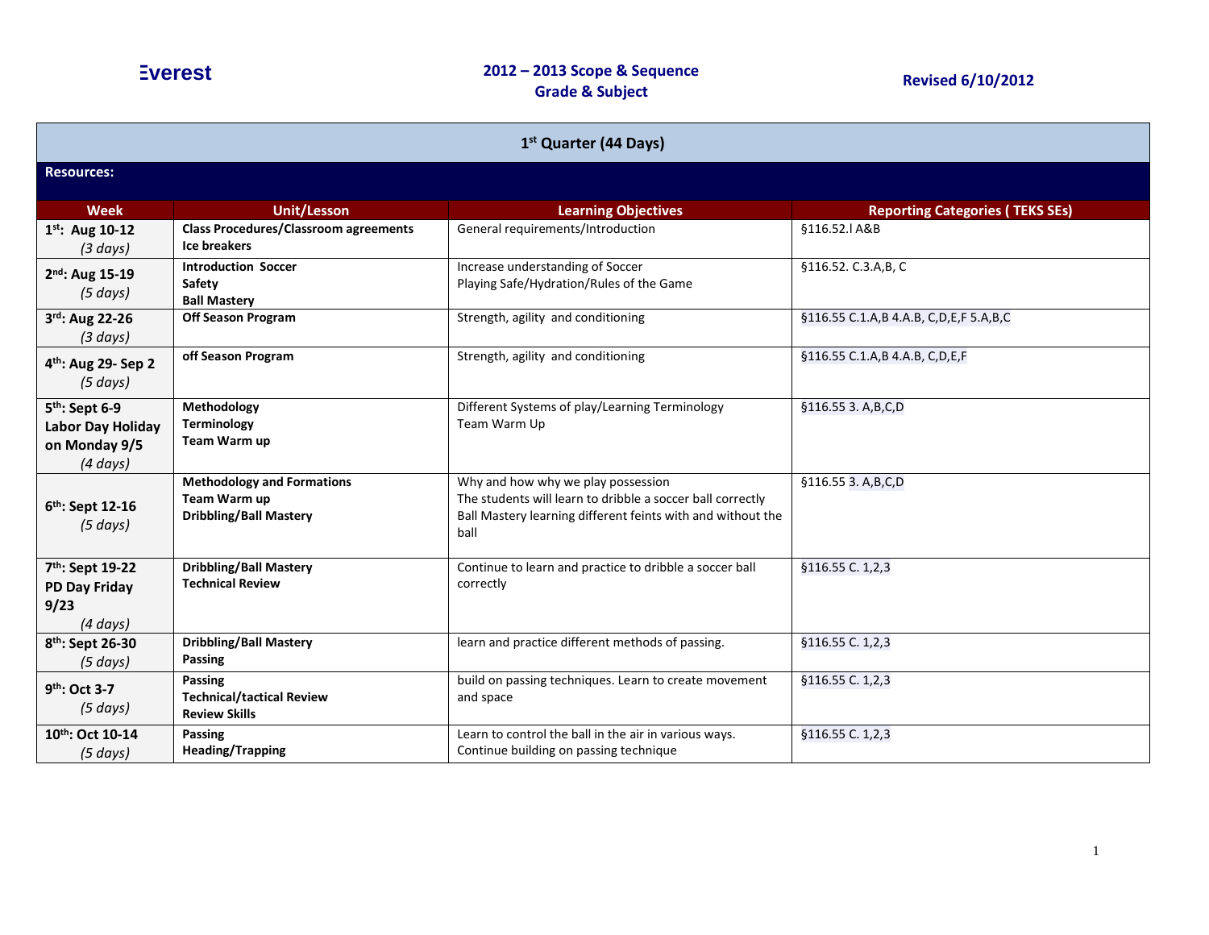Everest

**2012 – 2013 Scope & Sequence**
**Grade & Subject**

**Revised 6/10/2012**

| 1st Quarter (44 Days) | | | |
|---|---|---|---|
| **Resources:** | | | |
| **Week** | **Unit/Lesson** | **Learning Objectives** | **Reporting Categories ( TEKS SEs)** |
| **1st: Aug 10-12** *(3 days)* | **Class Procedures/Classroom agreements** **Ice breakers** | General requirements/Introduction | §116.52.l A&B |
| **2nd: Aug 15-19** *(5 days)* | **Introduction Soccer** **Safety** **Ball Mastery** | Increase understanding of Soccer Playing Safe/Hydration/Rules of the Game | §116.52. C.3.A,B, C |
| **3rd: Aug 22-26** *(3 days)* | **Off Season Program** | Strength, agility and conditioning | §116.55 C.1.A,B 4.A.B, C,D,E,F 5.A,B,C |
| **4th: Aug 29- Sep 2** *(5 days)* | **off Season Program** | Strength, agility and conditioning | §116.55 C.1.A,B 4.A.B, C,D,E,F |
| **5th: Sept 6-9 Labor Day Holiday on Monday 9/5** *(4 days)* | **Methodology** **Terminology** **Team Warm up** | Different Systems of play/Learning Terminology Team Warm Up | §116.55 3. A,B,C,D |
| **6th: Sept 12-16** *(5 days)* | **Methodology and Formations** **Team Warm up** **Dribbling/Ball Mastery** | Why and how why we play possession The students will learn to dribble a soccer ball correctly Ball Mastery learning different feints with and without the ball | §116.55 3. A,B,C,D |
| **7th: Sept 19-22 PD Day Friday 9/23** *(4 days)* | **Dribbling/Ball Mastery** **Technical Review** | Continue to learn and practice to dribble a soccer ball correctly | §116.55 C. 1,2,3 |
| **8th: Sept 26-30** *(5 days)* | **Dribbling/Ball Mastery** **Passing** | learn and practice different methods of passing. | §116.55 C. 1,2,3 |
| **9th: Oct 3-7** *(5 days)* | **Passing** **Technical/tactical Review** **Review Skills** | build on passing techniques. Learn to create movement and space | §116.55 C. 1,2,3 |
| **10th: Oct 10-14** *(5 days)* | **Passing** **Heading/Trapping** | Learn to control the ball in the air in various ways. Continue building on passing technique | §116.55 C. 1,2,3 |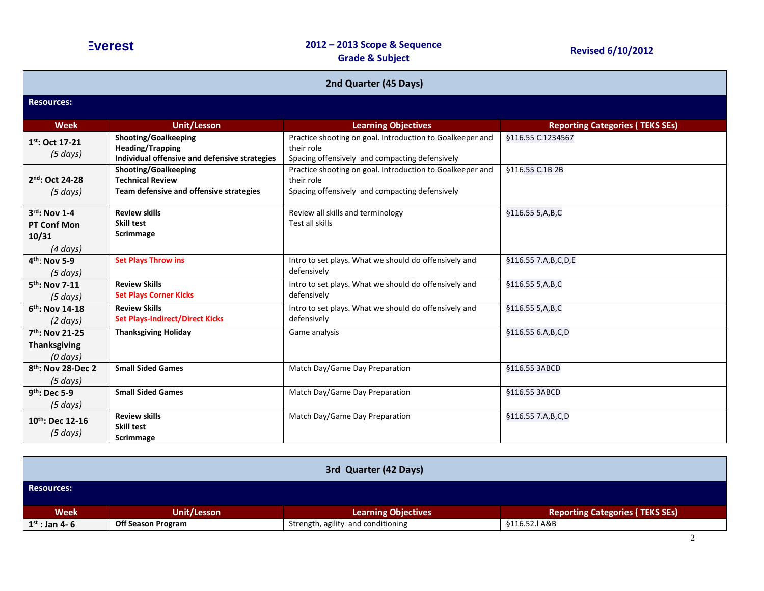Everest

**2012 – 2013 Scope & Sequence**
**Grade & Subject**

**Revised 6/10/2012**

## 2nd Quarter (45 Days)

**Resources:**

| Week | Unit/Lesson | Learning Objectives | Reporting Categories ( TEKS SEs) |
|---|---|---|---|
| **1st: Oct 17-21** *(5 days)* | **Shooting/Goalkeeping** **Heading/Trapping** **Individual offensive and defensive strategies** | Practice shooting on goal. Introduction to Goalkeeper and their role Spacing offensively and compacting defensively | §116.55 C.1234567 |
| **2nd: Oct 24-28** *(5 days)* | **Shooting/Goalkeeping** **Technical Review** **Team defensive and offensive strategies** | Practice shooting on goal. Introduction to Goalkeeper and their role Spacing offensively and compacting defensively | §116.55 C.1B 2B |
| **3rd: Nov 1-4 PT Conf Mon 10/31** *(4 days)* | **Review skills** **Skill test** **Scrimmage** | Review all skills and terminology Test all skills | §116.55 5,A,B,C |
| **4th: Nov 5-9** *(5 days)* | **Set Plays Throw ins** | Intro to set plays. What we should do offensively and defensively | §116.55 7.A,B,C,D,E |
| **5th: Nov 7-11** *(5 days)* | **Review Skills** **Set Plays Corner Kicks** | Intro to set plays. What we should do offensively and defensively | §116.55 5,A,B,C |
| **6th: Nov 14-18** *(2 days)* | **Review Skills** **Set Plays-Indirect/Direct Kicks** | Intro to set plays. What we should do offensively and defensively | §116.55 5,A,B,C |
| **7th: Nov 21-25 Thanksgiving** *(0 days)* | **Thanksgiving Holiday** | Game analysis | §116.55 6.A,B,C,D |
| **8th: Nov 28-Dec 2** *(5 days)* | **Small Sided Games** | Match Day/Game Day Preparation | §116.55 3ABCD |
| **9th: Dec 5-9** *(5 days)* | **Small Sided Games** | Match Day/Game Day Preparation | §116.55 3ABCD |
| **10th: Dec 12-16** *(5 days)* | **Review skills** **Skill test** **Scrimmage** | Match Day/Game Day Preparation | §116.55 7.A,B,C,D |

## 3rd Quarter (42 Days)

**Resources:**

| Week | Unit/Lesson | Learning Objectives | Reporting Categories ( TEKS SEs) |
|---|---|---|---|
| **1st : Jan 4- 6** | **Off Season Program** | Strength, agility and conditioning | §116.52.l A&B |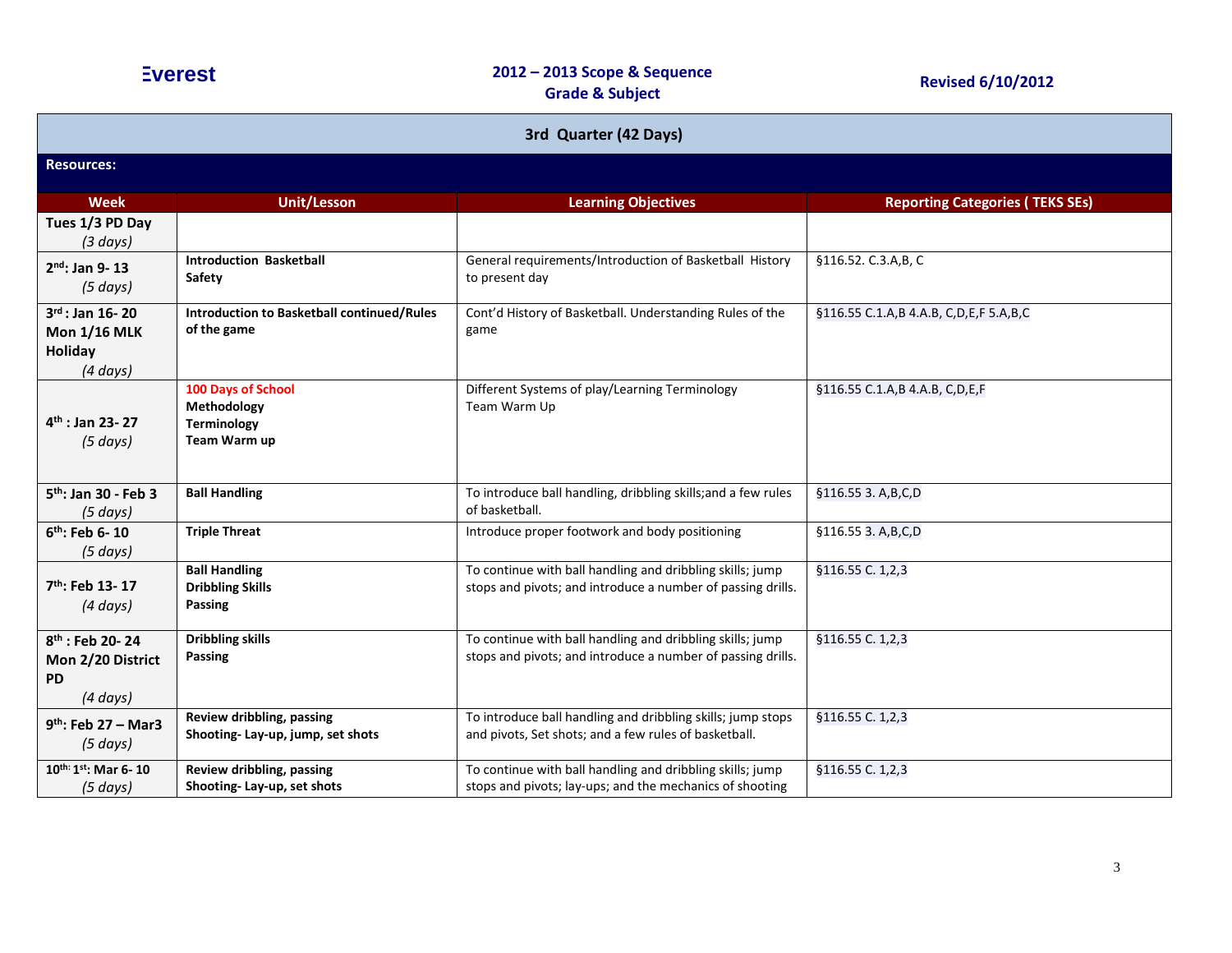Everest

**2012 – 2013 Scope & Sequence**
**Grade & Subject**

**Revised 6/10/2012**

| 3rd Quarter (42 Days) | | | |
|---|---|---|---|
| **Resources:** | | | |
| **Week** | **Unit/Lesson** | **Learning Objectives** | **Reporting Categories ( TEKS SEs)** |
| **Tues 1/3 PD Day** *(3 days)* | | | |
| **2nd: Jan 9- 13** *(5 days)* | **Introduction Basketball**<br>**Safety** | General requirements/Introduction of Basketball History to present day | §116.52. C.3.A,B, C |
| **3rd : Jan 16- 20 Mon 1/16 MLK Holiday** *(4 days)* | **Introduction to Basketball continued/Rules of the game** | Cont'd History of Basketball. Understanding Rules of the game | §116.55 C.1.A,B 4.A.B, C,D,E,F 5.A,B,C |
| **4th : Jan 23- 27** *(5 days)* | **100 Days of School**<br>**Methodology**<br>**Terminology**<br>**Team Warm up** | Different Systems of play/Learning Terminology<br>Team Warm Up | §116.55 C.1.A,B 4.A.B, C,D,E,F |
| **5th: Jan 30 - Feb 3** *(5 days)* | **Ball Handling** | To introduce ball handling, dribbling skills;and a few rules of basketball. | §116.55 3. A,B,C,D |
| **6th: Feb 6- 10** *(5 days)* | **Triple Threat** | Introduce proper footwork and body positioning | §116.55 3. A,B,C,D |
| **7th: Feb 13- 17** *(4 days)* | **Ball Handling**<br>**Dribbling Skills**<br>**Passing** | To continue with ball handling and dribbling skills; jump stops and pivots; and introduce a number of passing drills. | §116.55 C. 1,2,3 |
| **8th : Feb 20- 24 Mon 2/20 District PD** *(4 days)* | **Dribbling skills**<br>**Passing** | To continue with ball handling and dribbling skills; jump stops and pivots; and introduce a number of passing drills. | §116.55 C. 1,2,3 |
| **9th: Feb 27 – Mar3** *(5 days)* | **Review dribbling, passing**<br>**Shooting- Lay-up, jump, set shots** | To introduce ball handling and dribbling skills; jump stops and pivots, Set shots; and a few rules of basketball. | §116.55 C. 1,2,3 |
| **10th: 1st: Mar 6- 10** *(5 days)* | **Review dribbling, passing**<br>**Shooting- Lay-up, set shots** | To continue with ball handling and dribbling skills; jump stops and pivots; lay-ups; and the mechanics of shooting | §116.55 C. 1,2,3 |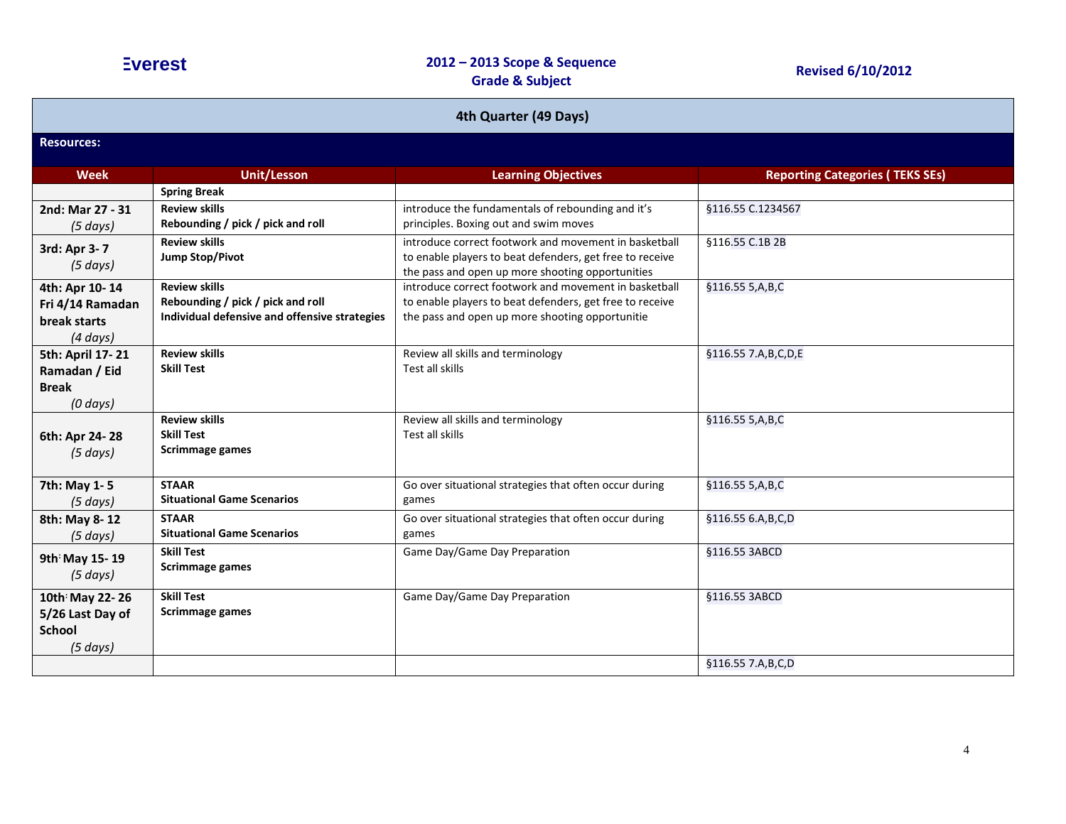Everest

**2012 – 2013 Scope & Sequence**
**Grade & Subject**

**Revised 6/10/2012**

| **4th Quarter (49 Days)** | | | |
|---|---|---|---|
| **Resources:** | | | |
| **Week** | **Unit/Lesson** | **Learning Objectives** | **Reporting Categories ( TEKS SEs)** |
| | **Spring Break** | | |
| **2nd: Mar 27 - 31** *(5 days)* | **Review skills** **Rebounding / pick / pick and roll** | introduce the fundamentals of rebounding and it's principles. Boxing out and swim moves | §116.55 C.1234567 |
| **3rd: Apr 3- 7** *(5 days)* | **Review skills** **Jump Stop/Pivot** | introduce correct footwork and movement in basketball to enable players to beat defenders, get free to receive the pass and open up more shooting opportunities | §116.55 C.1B 2B |
| **4th: Apr 10- 14 Fri 4/14 Ramadan break starts** *(4 days)* | **Review skills** **Rebounding / pick / pick and roll** **Individual defensive and offensive strategies** | introduce correct footwork and movement in basketball to enable players to beat defenders, get free to receive the pass and open up more shooting opportunitie | §116.55 5,A,B,C |
| **5th: April 17- 21 Ramadan / Eid Break** *(0 days)* | **Review skills** **Skill Test** | Review all skills and terminology Test all skills | §116.55 7.A,B,C,D,E |
| **6th: Apr 24- 28** *(5 days)* | **Review skills** **Skill Test** **Scrimmage games** | Review all skills and terminology Test all skills | §116.55 5,A,B,C |
| **7th: May 1- 5** *(5 days)* | **STAAR** **Situational Game Scenarios** | Go over situational strategies that often occur during games | §116.55 5,A,B,C |
| **8th: May 8- 12** *(5 days)* | **STAAR** **Situational Game Scenarios** | Go over situational strategies that often occur during games | §116.55 6.A,B,C,D |
| **9th: May 15- 19** *(5 days)* | **Skill Test** **Scrimmage games** | Game Day/Game Day Preparation | §116.55 3ABCD |
| **10th: May 22- 26 5/26 Last Day of School** *(5 days)* | **Skill Test** **Scrimmage games** | Game Day/Game Day Preparation | §116.55 3ABCD |
| | | | §116.55 7.A,B,C,D |